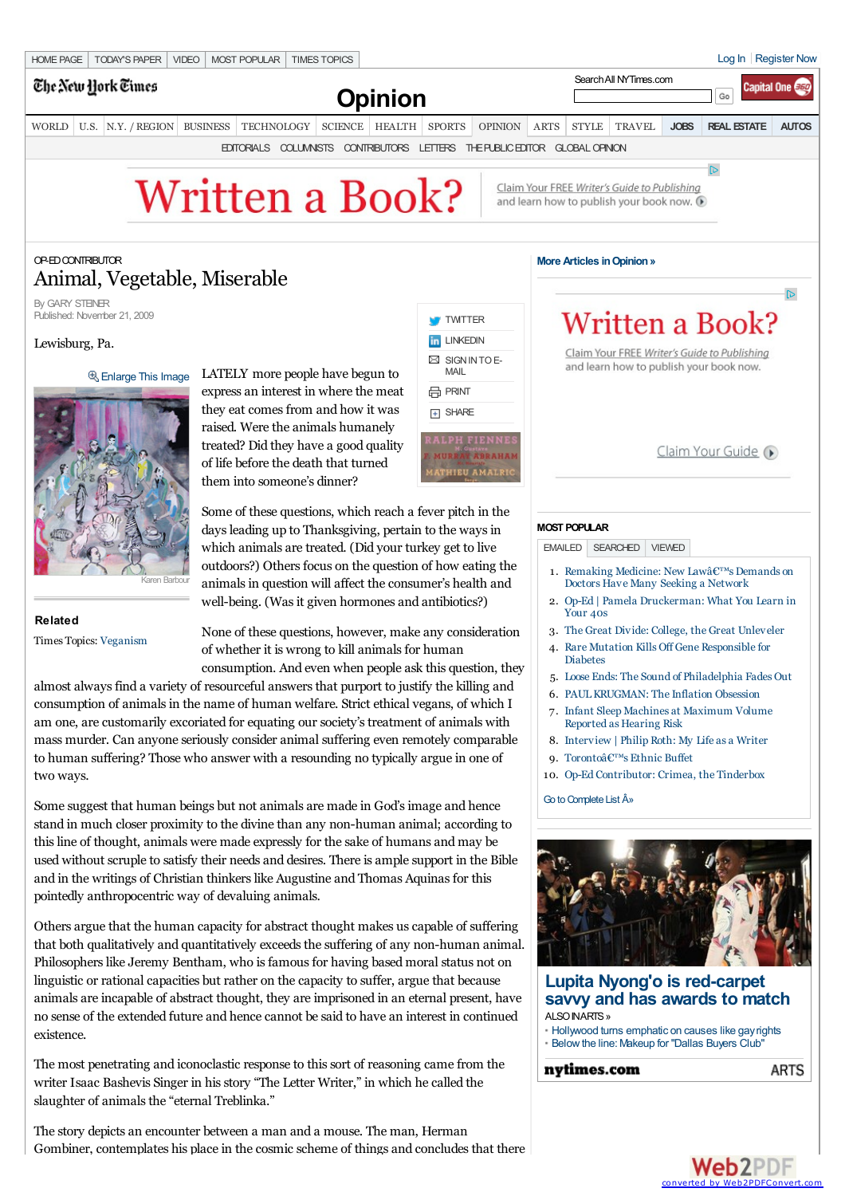OP-ED CONTRIBUTOR

# Animal, Vegetable, Miserable

By GARY STEINER
Published: November 21, 2009

Lewisburg, Pa.

Karen Barbour

LATELY more people have begun to express an interest in where the meat they eat comes from and how it was raised. Were the animals humanely treated? Did they have a good quality of life before the death that turned them into someone's dinner?

Some of these questions, which reach a fever pitch in the days leading up to Thanksgiving, pertain to the ways in which animals are treated. (Did your turkey get to live outdoors?) Others focus on the question of how eating the animals in question will affect the consumer's health and well-being. (Was it given hormones and antibiotics?)

None of these questions, however, make any consideration of whether it is wrong to kill animals for human consumption. And even when people ask this question, they almost always find a variety of resourceful answers that purport to justify the killing and consumption of animals in the name of human welfare. Strict ethical vegans, of which I am one, are customarily excoriated for equating our society's treatment of animals with mass murder. Can anyone seriously consider animal suffering even remotely comparable to human suffering? Those who answer with a resounding no typically argue in one of two ways.

Some suggest that human beings but not animals are made in God's image and hence stand in much closer proximity to the divine than any non-human animal; according to this line of thought, animals were made expressly for the sake of humans and may be used without scruple to satisfy their needs and desires. There is ample support in the Bible and in the writings of Christian thinkers like Augustine and Thomas Aquinas for this pointedly anthropocentric way of devaluing animals.

Others argue that the human capacity for abstract thought makes us capable of suffering that both qualitatively and quantitatively exceeds the suffering of any non-human animal. Philosophers like Jeremy Bentham, who is famous for having based moral status not on linguistic or rational capacities but rather on the capacity to suffer, argue that because animals are incapable of abstract thought, they are imprisoned in an eternal present, have no sense of the extended future and hence cannot be said to have an interest in continued existence.

The most penetrating and iconoclastic response to this sort of reasoning came from the writer Isaac Bashevis Singer in his story "The Letter Writer," in which he called the slaughter of animals the "eternal Treblinka."

The story depicts an encounter between a man and a mouse. The man, Herman Gombiner, contemplates his place in the cosmic scheme of things and concludes that there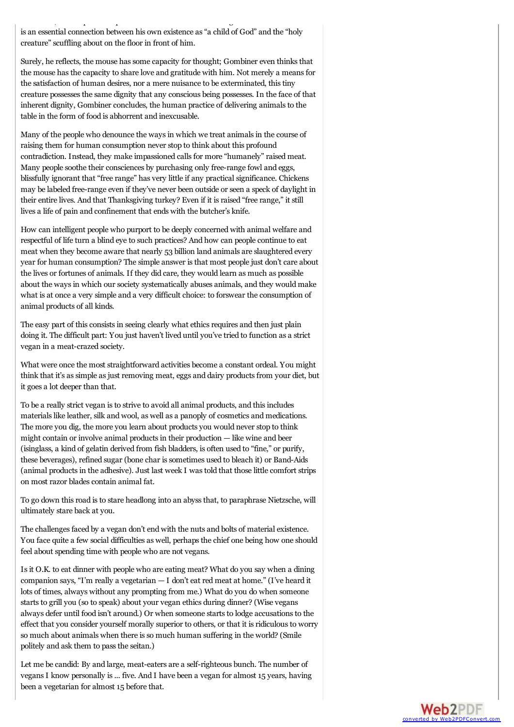is an essential connection between his own existence as "a child of God" and the "holy creature" scuffling about on the floor in front of him.

Surely, he reflects, the mouse has some capacity for thought; Gombiner even thinks that the mouse has the capacity to share love and gratitude with him. Not merely a means for the satisfaction of human desires, nor a mere nuisance to be exterminated, this tiny creature possesses the same dignity that any conscious being possesses. In the face of that inherent dignity, Gombiner concludes, the human practice of delivering animals to the table in the form of food is abhorrent and inexcusable.

Many of the people who denounce the ways in which we treat animals in the course of raising them for human consumption never stop to think about this profound contradiction. Instead, they make impassioned calls for more "humanely" raised meat. Many people soothe their consciences by purchasing only free-range fowl and eggs, blissfully ignorant that "free range" has very little if any practical significance. Chickens may be labeled free-range even if they've never been outside or seen a speck of daylight in their entire lives. And that Thanksgiving turkey? Even if it is raised "free range," it still lives a life of pain and confinement that ends with the butcher's knife.

How can intelligent people who purport to be deeply concerned with animal welfare and respectful of life turn a blind eye to such practices? And how can people continue to eat meat when they become aware that nearly 53 billion land animals are slaughtered every year for human consumption? The simple answer is that most people just don't care about the lives or fortunes of animals. If they did care, they would learn as much as possible about the ways in which our society systematically abuses animals, and they would make what is at once a very simple and a very difficult choice: to forswear the consumption of animal products of all kinds.

The easy part of this consists in seeing clearly what ethics requires and then just plain doing it. The difficult part: You just haven't lived until you've tried to function as a strict vegan in a meat-crazed society.

What were once the most straightforward activities become a constant ordeal. You might think that it's as simple as just removing meat, eggs and dairy products from your diet, but it goes a lot deeper than that.

To be a really strict vegan is to strive to avoid all animal products, and this includes materials like leather, silk and wool, as well as a panoply of cosmetics and medications. The more you dig, the more you learn about products you would never stop to think might contain or involve animal products in their production — like wine and beer (isinglass, a kind of gelatin derived from fish bladders, is often used to "fine," or purify, these beverages), refined sugar (bone char is sometimes used to bleach it) or Band-Aids (animal products in the adhesive). Just last week I was told that those little comfort strips on most razor blades contain animal fat.

To go down this road is to stare headlong into an abyss that, to paraphrase Nietzsche, will ultimately stare back at you.

The challenges faced by a vegan don't end with the nuts and bolts of material existence. You face quite a few social difficulties as well, perhaps the chief one being how one should feel about spending time with people who are not vegans.

Is it O.K. to eat dinner with people who are eating meat? What do you say when a dining companion says, "I'm really a vegetarian — I don't eat red meat at home." (I've heard it lots of times, always without any prompting from me.) What do you do when someone starts to grill you (so to speak) about your vegan ethics during dinner? (Wise vegans always defer until food isn't around.) Or when someone starts to lodge accusations to the effect that you consider yourself morally superior to others, or that it is ridiculous to worry so much about animals when there is so much human suffering in the world? (Smile politely and ask them to pass the seitan.)

Let me be candid: By and large, meat-eaters are a self-righteous bunch. The number of vegans I know personally is ... five. And I have been a vegan for almost 15 years, having been a vegetarian for almost 15 before that.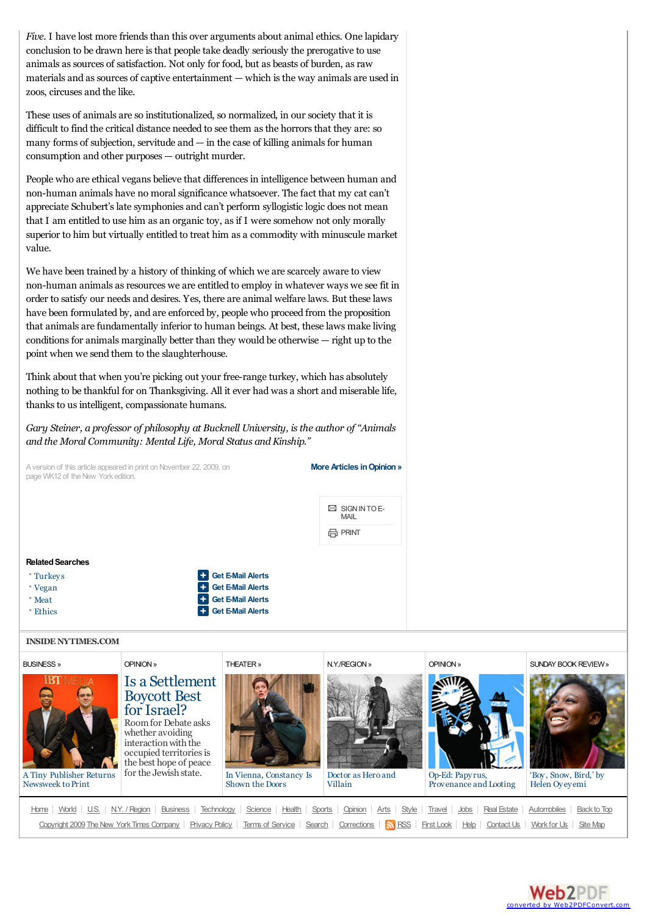*Five*. I have lost more friends than this over arguments about animal ethics. One lapidary conclusion to be drawn here is that people take deadly seriously the prerogative to use animals as sources of satisfaction. Not only for food, but as beasts of burden, as raw materials and as sources of captive entertainment — which is the way animals are used in zoos, circuses and the like.

These uses of animals are so institutionalized, so normalized, in our society that it is difficult to find the critical distance needed to see them as the horrors that they are: so many forms of subjection, servitude and — in the case of killing animals for human consumption and other purposes — outright murder.

People who are ethical vegans believe that differences in intelligence between human and non-human animals have no moral significance whatsoever. The fact that my cat can't appreciate Schubert's late symphonies and can't perform syllogistic logic does not mean that I am entitled to use him as an organic toy, as if I were somehow not only morally superior to him but virtually entitled to treat him as a commodity with minuscule market value.

We have been trained by a history of thinking of which we are scarcely aware to view non-human animals as resources we are entitled to employ in whatever ways we see fit in order to satisfy our needs and desires. Yes, there are animal welfare laws. But these laws have been formulated by, and are enforced by, people who proceed from the proposition that animals are fundamentally inferior to human beings. At best, these laws make living conditions for animals marginally better than they would be otherwise — right up to the point when we send them to the slaughterhouse.

Think about that when you're picking out your free-range turkey, which has absolutely nothing to be thankful for on Thanksgiving. All it ever had was a short and miserable life, thanks to us intelligent, compassionate humans.

*Gary Steiner, a professor of philosophy at Bucknell University, is the author of "Animals and the Moral Community: Mental Life, Moral Status and Kinship."*

A version of this article appeared in print on November 22, 2009, on page WK12 of the New York edition.

More Articles in Opinion »

SIGN IN TO E-MAIL

PRINT

**Related Searches**

- Turkeys — Get E-Mail Alerts
- Vegan — Get E-Mail Alerts
- Meat — Get E-Mail Alerts
- Ethics — Get E-Mail Alerts

**INSIDE NYTIMES.COM**

BUSINESS » A Tiny Publisher Returns Newsweek to Print

OPINION » Is a Settlement Boycott Best for Israel? Room for Debate asks whether avoiding interaction with the occupied territories is the best hope of peace for the Jewish state.

THEATER » In Vienna, Constancy Is Shown the Doors

N.Y./REGION » Doctor as Hero and Villain

OPINION » Op-Ed: Papyrus, Provenance and Looting

SUNDAY BOOK REVIEW » 'Boy, Snow, Bird,' by Helen Oyeyemi

Home | World | U.S. | N.Y. / Region | Business | Technology | Science | Health | Sports | Opinion | Arts | Style | Travel | Jobs | Real Estate | Automobiles | Back to Top

Copyright 2009 The New York Times Company | Privacy Policy | Terms of Service | Search | Corrections | RSS | First Look | Help | Contact Us | Work for Us | Site Map